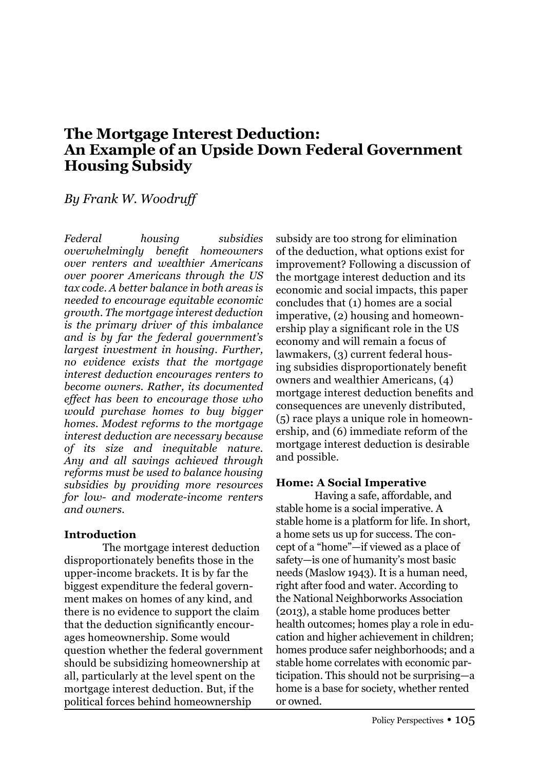# The Mortgage Interest Deduction: An Example of an Upside Down Federal Government Housing Subsidy

*By Frank W. Woodruff*

*Federal housing subsidies overwhelmingly benefit homeowners over renters and wealthier Americans over poorer Americans through the US tax code. A better balance in both areas is needed to encourage equitable economic growth. The mortgage interest deduction is the primary driver of this imbalance and is by far the federal government's largest investment in housing. Further, no evidence exists that the mortgage interest deduction encourages renters to become owners. Rather, its documented effect has been to encourage those who would purchase homes to buy bigger homes. Modest reforms to the mortgage interest deduction are necessary because of its size and inequitable nature. Any and all savings achieved through reforms must be used to balance housing subsidies by providing more resources for low- and moderate-income renters and owners.*

## Introduction

The mortgage interest deduction disproportionately benefits those in the upper-income brackets. It is by far the biggest expenditure the federal government makes on homes of any kind, and there is no evidence to support the claim that the deduction significantly encourages homeownership. Some would question whether the federal government should be subsidizing homeownership at all, particularly at the level spent on the mortgage interest deduction. But, if the political forces behind homeownership subsidy are too strong for elimination of the deduction, what options exist for improvement? Following a discussion of the mortgage interest deduction and its economic and social impacts, this paper concludes that (1) homes are a social imperative, (2) housing and homeownership play a significant role in the US economy and will remain a focus of lawmakers, (3) current federal housing subsidies disproportionately benefit owners and wealthier Americans, (4) mortgage interest deduction benefits and consequences are unevenly distributed, (5) race plays a unique role in homeownership, and (6) immediate reform of the mortgage interest deduction is desirable and possible.

## Home: A Social Imperative

Having a safe, affordable, and stable home is a social imperative. A stable home is a platform for life. In short, a home sets us up for success. The concept of a "home"—if viewed as a place of safety—is one of humanity's most basic needs (Maslow 1943). It is a human need, right after food and water. According to the National Neighborworks Association (2013), a stable home produces better health outcomes; homes play a role in education and higher achievement in children; homes produce safer neighborhoods; and a stable home correlates with economic participation. This should not be surprising—a home is a base for society, whether rented or owned.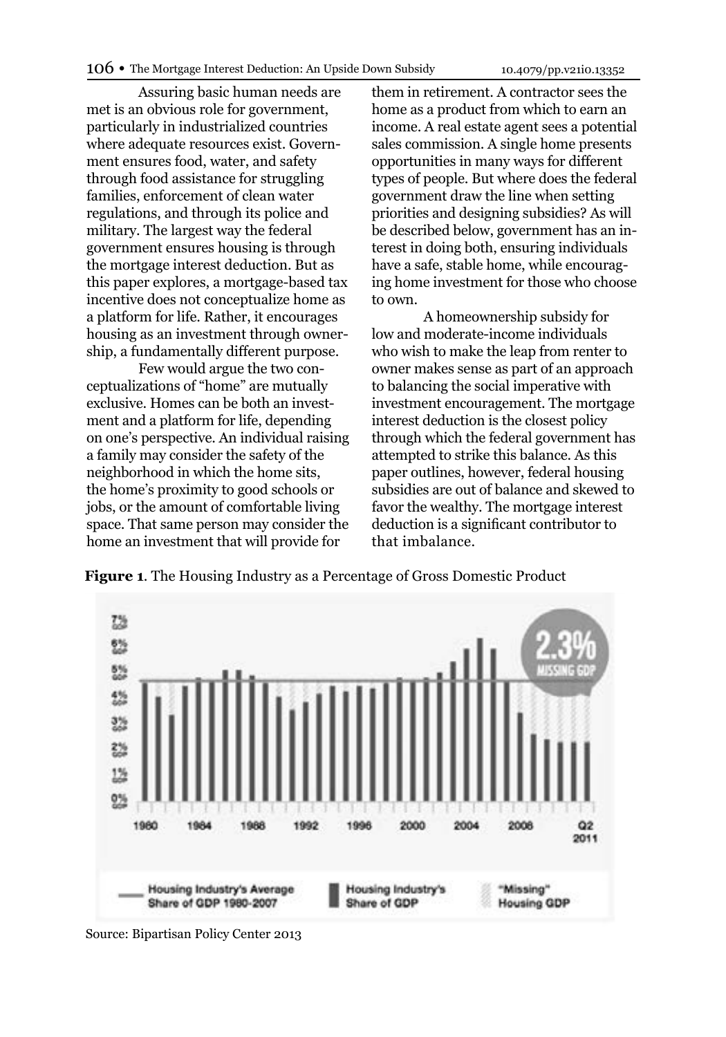Assuring basic human needs are met is an obvious role for government, particularly in industrialized countries where adequate resources exist. Government ensures food, water, and safety through food assistance for struggling families, enforcement of clean water regulations, and through its police and military. The largest way the federal government ensures housing is through the mortgage interest deduction. But as this paper explores, a mortgage-based tax incentive does not conceptualize home as a platform for life. Rather, it encourages housing as an investment through ownership, a fundamentally different purpose.

Few would argue the two conceptualizations of "home" are mutually exclusive. Homes can be both an investment and a platform for life, depending on one's perspective. An individual raising a family may consider the safety of the neighborhood in which the home sits, the home's proximity to good schools or jobs, or the amount of comfortable living space. That same person may consider the home an investment that will provide for them in retirement. A contractor sees the home as a product from which to earn an income. A real estate agent sees a potential sales commission. A single home presents opportunities in many ways for different types of people. But where does the federal government draw the line when setting priorities and designing subsidies? As will be described below, government has an interest in doing both, ensuring individuals have a safe, stable home, while encouraging home investment for those who choose to own.

A homeownership subsidy for low and moderate-income individuals who wish to make the leap from renter to owner makes sense as part of an approach to balancing the social imperative with investment encouragement. The mortgage interest deduction is the closest policy through which the federal government has attempted to strike this balance. As this paper outlines, however, federal housing subsidies are out of balance and skewed to favor the wealthy. The mortgage interest deduction is a significant contributor to that imbalance.

**Figure 1**. The Housing Industry as a Percentage of Gross Domestic Product

Source: Bipartisan Policy Center 2013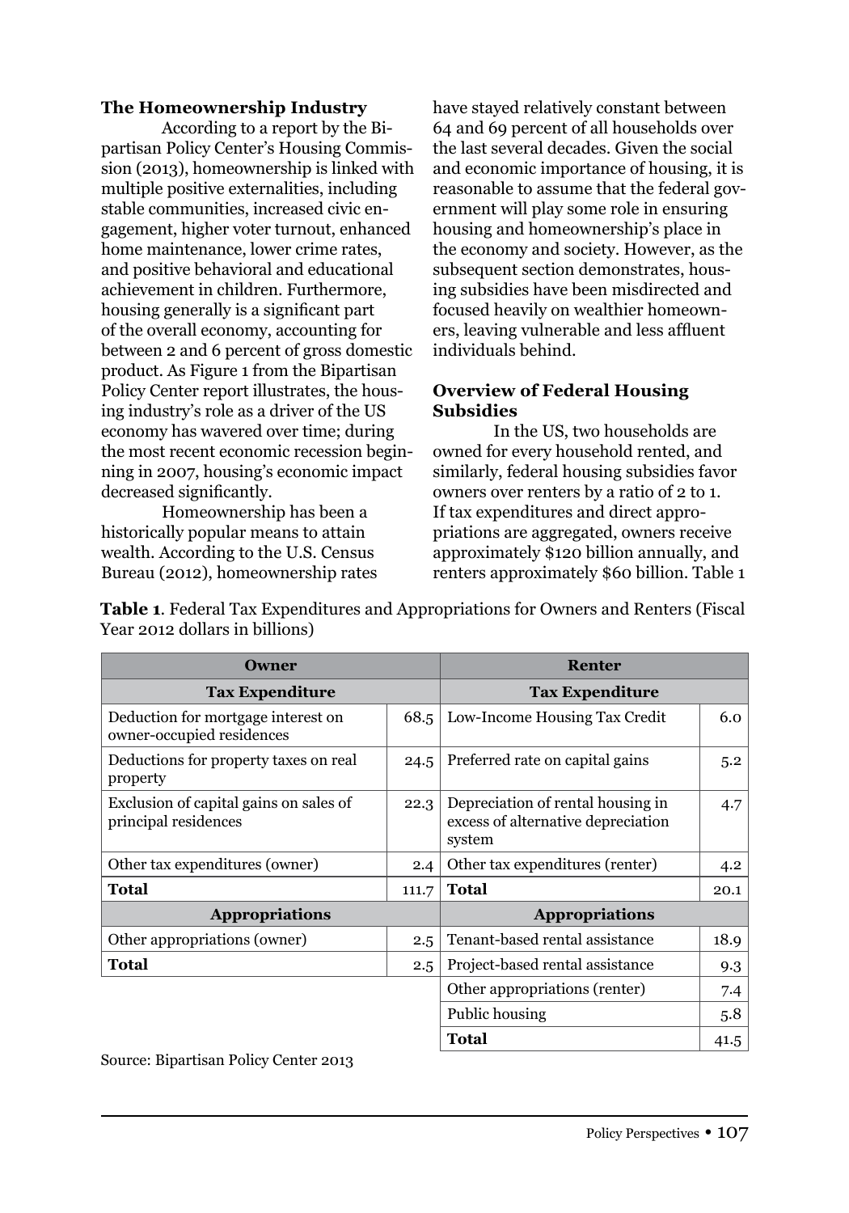### The Homeownership Industry

According to a report by the Bipartisan Policy Center's Housing Commission (2013), homeownership is linked with multiple positive externalities, including stable communities, increased civic engagement, higher voter turnout, enhanced home maintenance, lower crime rates, and positive behavioral and educational achievement in children. Furthermore, housing generally is a significant part of the overall economy, accounting for between 2 and 6 percent of gross domestic product. As Figure 1 from the Bipartisan Policy Center report illustrates, the housing industry's role as a driver of the US economy has wavered over time; during the most recent economic recession beginning in 2007, housing's economic impact decreased significantly.

Homeownership has been a historically popular means to attain wealth. According to the U.S. Census Bureau (2012), homeownership rates have stayed relatively constant between 64 and 69 percent of all households over the last several decades. Given the social and economic importance of housing, it is reasonable to assume that the federal government will play some role in ensuring housing and homeownership's place in the economy and society. However, as the subsequent section demonstrates, housing subsidies have been misdirected and focused heavily on wealthier homeowners, leaving vulnerable and less affluent individuals behind.

### Overview of Federal Housing Subsidies

In the US, two households are owned for every household rented, and similarly, federal housing subsidies favor owners over renters by a ratio of 2 to 1. If tax expenditures and direct appropriations are aggregated, owners receive approximately $120 billion annually, and renters approximately $60 billion. Table 1

**Table 1**. Federal Tax Expenditures and Appropriations for Owners and Renters (Fiscal Year 2012 dollars in billions)

| Owner | | Renter | |
|---|---|---|---|
| **Tax Expenditure** | | **Tax Expenditure** | |
| Deduction for mortgage interest on owner-occupied residences | 68.5 | Low-Income Housing Tax Credit | 6.0 |
| Deductions for property taxes on real property | 24.5 | Preferred rate on capital gains | 5.2 |
| Exclusion of capital gains on sales of principal residences | 22.3 | Depreciation of rental housing in excess of alternative depreciation system | 4.7 |
| Other tax expenditures (owner) | 2.4 | Other tax expenditures (renter) | 4.2 |
| **Total** | 111.7 | **Total** | 20.1 |
| **Appropriations** | | **Appropriations** | |
| Other appropriations (owner) | 2.5 | Tenant-based rental assistance | 18.9 |
| **Total** | 2.5 | Project-based rental assistance | 9.3 |
| | | Other appropriations (renter) | 7.4 |
| | | Public housing | 5.8 |
| | | **Total** | 41.5 |

Source: Bipartisan Policy Center 2013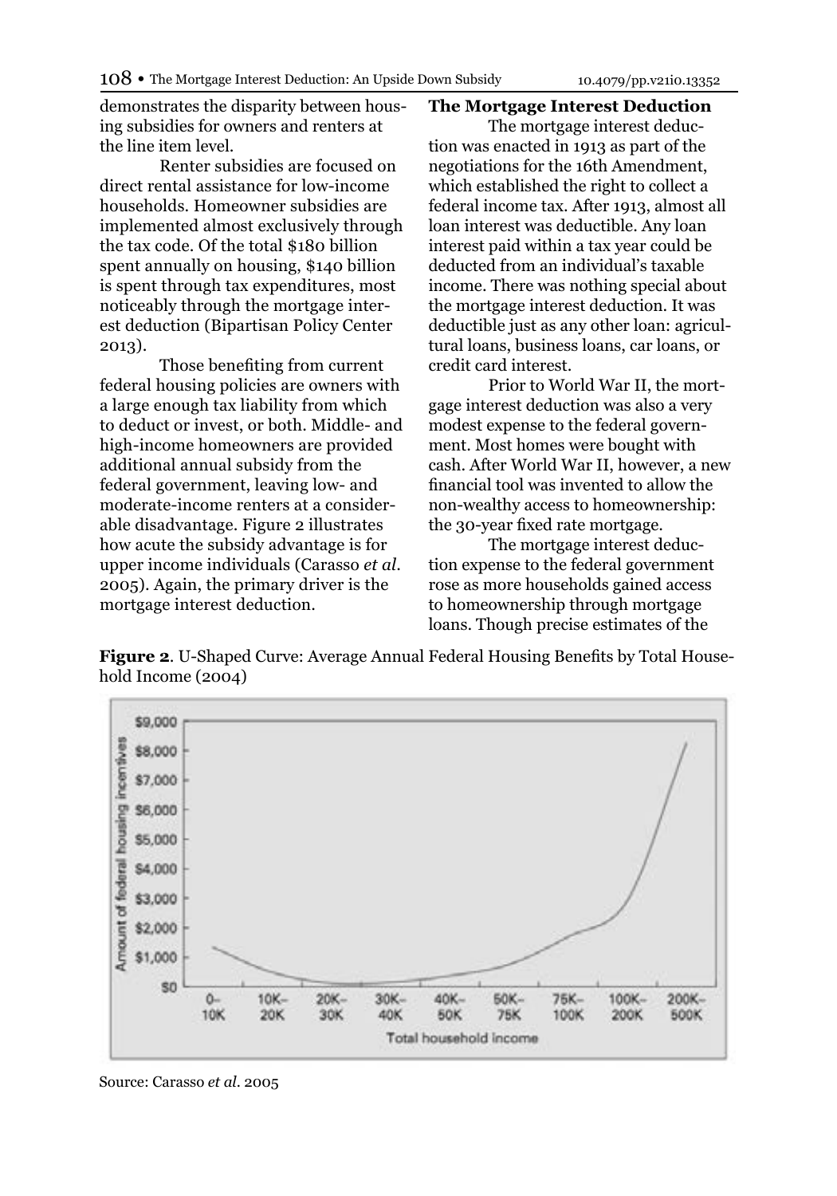demonstrates the disparity between housing subsidies for owners and renters at the line item level.

Renter subsidies are focused on direct rental assistance for low-income households. Homeowner subsidies are implemented almost exclusively through the tax code. Of the total $180 billion spent annually on housing, $140 billion is spent through tax expenditures, most noticeably through the mortgage interest deduction (Bipartisan Policy Center 2013).

Those benefiting from current federal housing policies are owners with a large enough tax liability from which to deduct or invest, or both. Middle- and high-income homeowners are provided additional annual subsidy from the federal government, leaving low- and moderate-income renters at a considerable disadvantage. Figure 2 illustrates how acute the subsidy advantage is for upper income individuals (Carasso *et al.* 2005). Again, the primary driver is the mortgage interest deduction.

**The Mortgage Interest Deduction**

The mortgage interest deduction was enacted in 1913 as part of the negotiations for the 16th Amendment, which established the right to collect a federal income tax. After 1913, almost all loan interest was deductible. Any loan interest paid within a tax year could be deducted from an individual's taxable income. There was nothing special about the mortgage interest deduction. It was deductible just as any other loan: agricultural loans, business loans, car loans, or credit card interest.

Prior to World War II, the mortgage interest deduction was also a very modest expense to the federal government. Most homes were bought with cash. After World War II, however, a new financial tool was invented to allow the non-wealthy access to homeownership: the 30-year fixed rate mortgage.

The mortgage interest deduction expense to the federal government rose as more households gained access to homeownership through mortgage loans. Though precise estimates of the

**Figure 2**. U-Shaped Curve: Average Annual Federal Housing Benefits by Total Household Income (2004)

Source: Carasso *et al.* 2005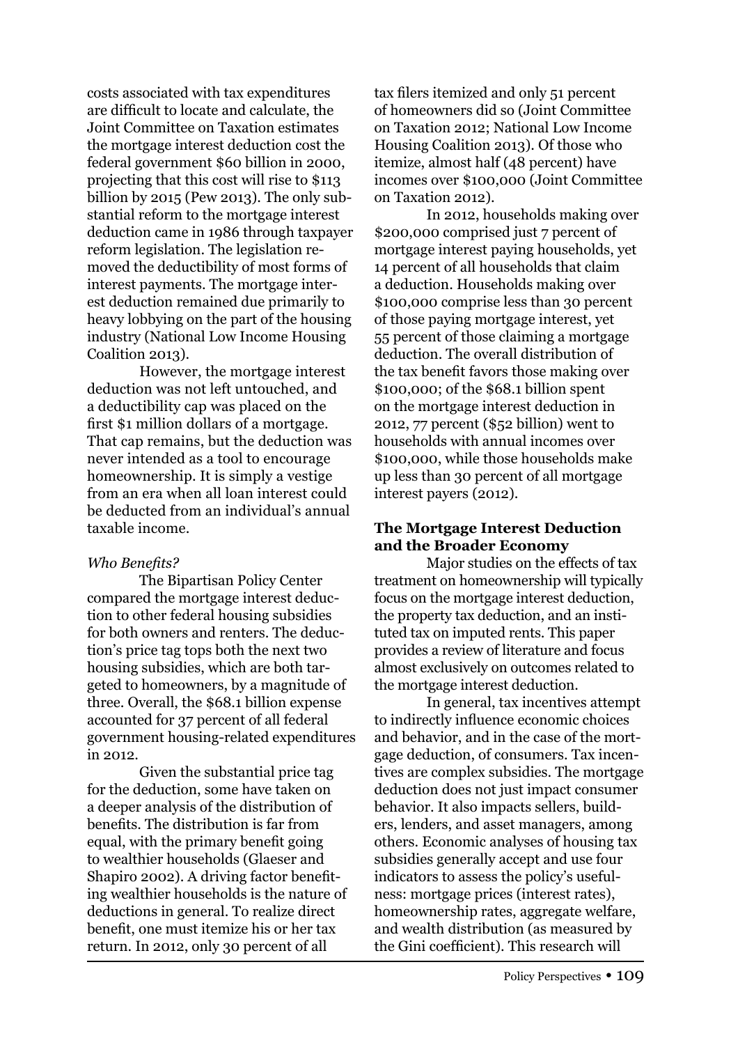costs associated with tax expenditures are difficult to locate and calculate, the Joint Committee on Taxation estimates the mortgage interest deduction cost the federal government $60 billion in 2000, projecting that this cost will rise to $113 billion by 2015 (Pew 2013). The only substantial reform to the mortgage interest deduction came in 1986 through taxpayer reform legislation. The legislation removed the deductibility of most forms of interest payments. The mortgage interest deduction remained due primarily to heavy lobbying on the part of the housing industry (National Low Income Housing Coalition 2013).

However, the mortgage interest deduction was not left untouched, and a deductibility cap was placed on the first $1 million dollars of a mortgage. That cap remains, but the deduction was never intended as a tool to encourage homeownership. It is simply a vestige from an era when all loan interest could be deducted from an individual's annual taxable income.

*Who Benefits?*

The Bipartisan Policy Center compared the mortgage interest deduction to other federal housing subsidies for both owners and renters. The deduction's price tag tops both the next two housing subsidies, which are both targeted to homeowners, by a magnitude of three. Overall, the $68.1 billion expense accounted for 37 percent of all federal government housing-related expenditures in 2012.

Given the substantial price tag for the deduction, some have taken on a deeper analysis of the distribution of benefits. The distribution is far from equal, with the primary benefit going to wealthier households (Glaeser and Shapiro 2002). A driving factor benefiting wealthier households is the nature of deductions in general. To realize direct benefit, one must itemize his or her tax return. In 2012, only 30 percent of all tax filers itemized and only 51 percent of homeowners did so (Joint Committee on Taxation 2012; National Low Income Housing Coalition 2013). Of those who itemize, almost half (48 percent) have incomes over $100,000 (Joint Committee on Taxation 2012).

In 2012, households making over $200,000 comprised just 7 percent of mortgage interest paying households, yet 14 percent of all households that claim a deduction. Households making over $100,000 comprise less than 30 percent of those paying mortgage interest, yet 55 percent of those claiming a mortgage deduction. The overall distribution of the tax benefit favors those making over $100,000; of the $68.1 billion spent on the mortgage interest deduction in 2012, 77 percent ($52 billion) went to households with annual incomes over $100,000, while those households make up less than 30 percent of all mortgage interest payers (2012).

**The Mortgage Interest Deduction and the Broader Economy**

Major studies on the effects of tax treatment on homeownership will typically focus on the mortgage interest deduction, the property tax deduction, and an instituted tax on imputed rents. This paper provides a review of literature and focus almost exclusively on outcomes related to the mortgage interest deduction.

In general, tax incentives attempt to indirectly influence economic choices and behavior, and in the case of the mortgage deduction, of consumers. Tax incentives are complex subsidies. The mortgage deduction does not just impact consumer behavior. It also impacts sellers, builders, lenders, and asset managers, among others. Economic analyses of housing tax subsidies generally accept and use four indicators to assess the policy's usefulness: mortgage prices (interest rates), homeownership rates, aggregate welfare, and wealth distribution (as measured by the Gini coefficient). This research will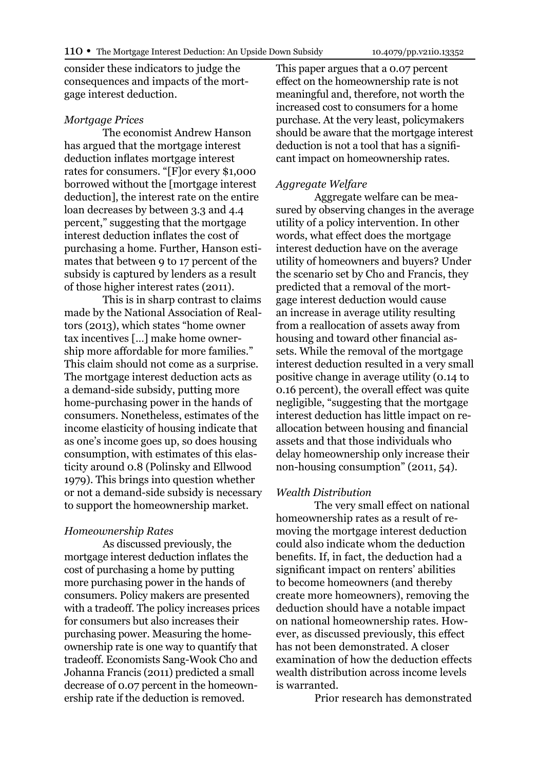consider these indicators to judge the consequences and impacts of the mortgage interest deduction.

### *Mortgage Prices*

The economist Andrew Hanson has argued that the mortgage interest deduction inflates mortgage interest rates for consumers. "[F]or every $1,000 borrowed without the [mortgage interest deduction], the interest rate on the entire loan decreases by between 3.3 and 4.4 percent," suggesting that the mortgage interest deduction inflates the cost of purchasing a home. Further, Hanson estimates that between 9 to 17 percent of the subsidy is captured by lenders as a result of those higher interest rates (2011).

This is in sharp contrast to claims made by the National Association of Realtors (2013), which states "home owner tax incentives [...] make home ownership more affordable for more families." This claim should not come as a surprise. The mortgage interest deduction acts as a demand-side subsidy, putting more home-purchasing power in the hands of consumers. Nonetheless, estimates of the income elasticity of housing indicate that as one's income goes up, so does housing consumption, with estimates of this elasticity around 0.8 (Polinsky and Ellwood 1979). This brings into question whether or not a demand-side subsidy is necessary to support the homeownership market.

### *Homeownership Rates*

As discussed previously, the mortgage interest deduction inflates the cost of purchasing a home by putting more purchasing power in the hands of consumers. Policy makers are presented with a tradeoff. The policy increases prices for consumers but also increases their purchasing power. Measuring the homeownership rate is one way to quantify that tradeoff. Economists Sang-Wook Cho and Johanna Francis (2011) predicted a small decrease of 0.07 percent in the homeownership rate if the deduction is removed. This paper argues that a 0.07 percent effect on the homeownership rate is not meaningful and, therefore, not worth the increased cost to consumers for a home purchase. At the very least, policymakers should be aware that the mortgage interest deduction is not a tool that has a significant impact on homeownership rates.

### *Aggregate Welfare*

Aggregate welfare can be measured by observing changes in the average utility of a policy intervention. In other words, what effect does the mortgage interest deduction have on the average utility of homeowners and buyers? Under the scenario set by Cho and Francis, they predicted that a removal of the mortgage interest deduction would cause an increase in average utility resulting from a reallocation of assets away from housing and toward other financial assets. While the removal of the mortgage interest deduction resulted in a very small positive change in average utility (0.14 to 0.16 percent), the overall effect was quite negligible, "suggesting that the mortgage interest deduction has little impact on reallocation between housing and financial assets and that those individuals who delay homeownership only increase their non-housing consumption" (2011, 54).

### *Wealth Distribution*

The very small effect on national homeownership rates as a result of removing the mortgage interest deduction could also indicate whom the deduction benefits. If, in fact, the deduction had a significant impact on renters' abilities to become homeowners (and thereby create more homeowners), removing the deduction should have a notable impact on national homeownership rates. However, as discussed previously, this effect has not been demonstrated. A closer examination of how the deduction effects wealth distribution across income levels is warranted.

Prior research has demonstrated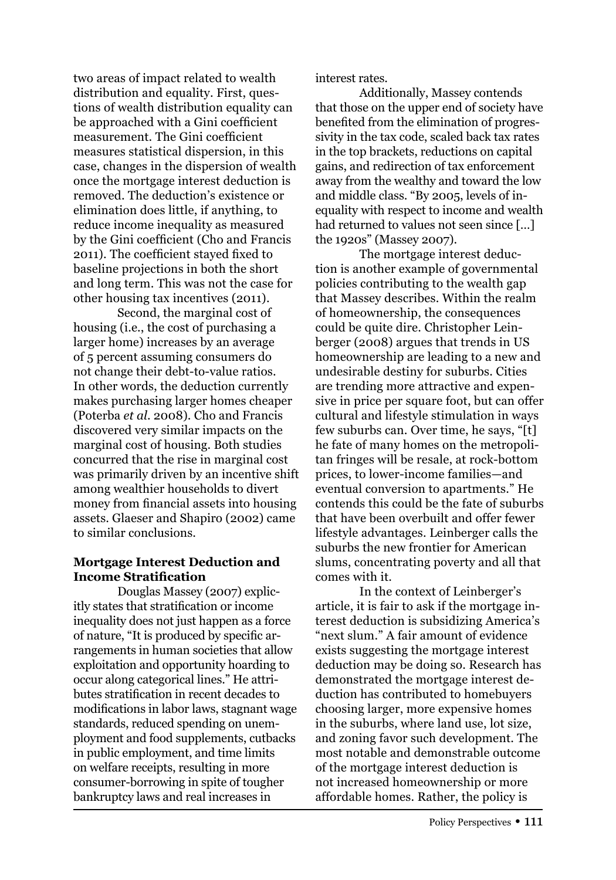two areas of impact related to wealth distribution and equality. First, questions of wealth distribution equality can be approached with a Gini coefficient measurement. The Gini coefficient measures statistical dispersion, in this case, changes in the dispersion of wealth once the mortgage interest deduction is removed. The deduction's existence or elimination does little, if anything, to reduce income inequality as measured by the Gini coefficient (Cho and Francis 2011). The coefficient stayed fixed to baseline projections in both the short and long term. This was not the case for other housing tax incentives (2011).

Second, the marginal cost of housing (i.e., the cost of purchasing a larger home) increases by an average of 5 percent assuming consumers do not change their debt-to-value ratios. In other words, the deduction currently makes purchasing larger homes cheaper (Poterba *et al.* 2008). Cho and Francis discovered very similar impacts on the marginal cost of housing. Both studies concurred that the rise in marginal cost was primarily driven by an incentive shift among wealthier households to divert money from financial assets into housing assets. Glaeser and Shapiro (2002) came to similar conclusions.

### Mortgage Interest Deduction and Income Stratification

Douglas Massey (2007) explicitly states that stratification or income inequality does not just happen as a force of nature, "It is produced by specific arrangements in human societies that allow exploitation and opportunity hoarding to occur along categorical lines." He attributes stratification in recent decades to modifications in labor laws, stagnant wage standards, reduced spending on unemployment and food supplements, cutbacks in public employment, and time limits on welfare receipts, resulting in more consumer-borrowing in spite of tougher bankruptcy laws and real increases in interest rates.

Additionally, Massey contends that those on the upper end of society have benefited from the elimination of progressivity in the tax code, scaled back tax rates in the top brackets, reductions on capital gains, and redirection of tax enforcement away from the wealthy and toward the low and middle class. "By 2005, levels of inequality with respect to income and wealth had returned to values not seen since [...] the 1920s" (Massey 2007).

The mortgage interest deduction is another example of governmental policies contributing to the wealth gap that Massey describes. Within the realm of homeownership, the consequences could be quite dire. Christopher Leinberger (2008) argues that trends in US homeownership are leading to a new and undesirable destiny for suburbs. Cities are trending more attractive and expensive in price per square foot, but can offer cultural and lifestyle stimulation in ways few suburbs can. Over time, he says, "[t]he fate of many homes on the metropolitan fringes will be resale, at rock-bottom prices, to lower-income families—and eventual conversion to apartments." He contends this could be the fate of suburbs that have been overbuilt and offer fewer lifestyle advantages. Leinberger calls the suburbs the new frontier for American slums, concentrating poverty and all that comes with it.

In the context of Leinberger's article, it is fair to ask if the mortgage interest deduction is subsidizing America's "next slum." A fair amount of evidence exists suggesting the mortgage interest deduction may be doing so. Research has demonstrated the mortgage interest deduction has contributed to homebuyers choosing larger, more expensive homes in the suburbs, where land use, lot size, and zoning favor such development. The most notable and demonstrable outcome of the mortgage interest deduction is not increased homeownership or more affordable homes. Rather, the policy is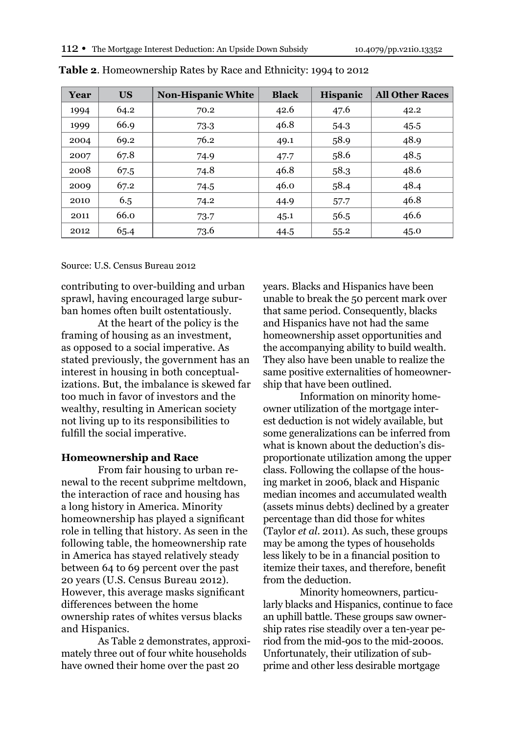**Table 2**. Homeownership Rates by Race and Ethnicity: 1994 to 2012

| Year | US | Non-Hispanic White | Black | Hispanic | All Other Races |
|---|---|---|---|---|---|
| 1994 | 64.2 | 70.2 | 42.6 | 47.6 | 42.2 |
| 1999 | 66.9 | 73.3 | 46.8 | 54.3 | 45.5 |
| 2004 | 69.2 | 76.2 | 49.1 | 58.9 | 48.9 |
| 2007 | 67.8 | 74.9 | 47.7 | 58.6 | 48.5 |
| 2008 | 67.5 | 74.8 | 46.8 | 58.3 | 48.6 |
| 2009 | 67.2 | 74.5 | 46.0 | 58.4 | 48.4 |
| 2010 | 6.5 | 74.2 | 44.9 | 57.7 | 46.8 |
| 2011 | 66.0 | 73.7 | 45.1 | 56.5 | 46.6 |
| 2012 | 65.4 | 73.6 | 44.5 | 55.2 | 45.0 |

Source: U.S. Census Bureau 2012

contributing to over-building and urban sprawl, having encouraged large suburban homes often built ostentatiously.

At the heart of the policy is the framing of housing as an investment, as opposed to a social imperative. As stated previously, the government has an interest in housing in both conceptualizations. But, the imbalance is skewed far too much in favor of investors and the wealthy, resulting in American society not living up to its responsibilities to fulfill the social imperative.

### Homeownership and Race

From fair housing to urban renewal to the recent subprime meltdown, the interaction of race and housing has a long history in America. Minority homeownership has played a significant role in telling that history. As seen in the following table, the homeownership rate in America has stayed relatively steady between 64 to 69 percent over the past 20 years (U.S. Census Bureau 2012). However, this average masks significant differences between the home ownership rates of whites versus blacks and Hispanics.

As Table 2 demonstrates, approximately three out of four white households have owned their home over the past 20 years. Blacks and Hispanics have been unable to break the 50 percent mark over that same period. Consequently, blacks and Hispanics have not had the same homeownership asset opportunities and the accompanying ability to build wealth. They also have been unable to realize the same positive externalities of homeownership that have been outlined.

Information on minority homeowner utilization of the mortgage interest deduction is not widely available, but some generalizations can be inferred from what is known about the deduction's disproportionate utilization among the upper class. Following the collapse of the housing market in 2006, black and Hispanic median incomes and accumulated wealth (assets minus debts) declined by a greater percentage than did those for whites (Taylor *et al.* 2011). As such, these groups may be among the types of households less likely to be in a financial position to itemize their taxes, and therefore, benefit from the deduction.

Minority homeowners, particularly blacks and Hispanics, continue to face an uphill battle. These groups saw ownership rates rise steadily over a ten-year period from the mid-90s to the mid-2000s. Unfortunately, their utilization of subprime and other less desirable mortgage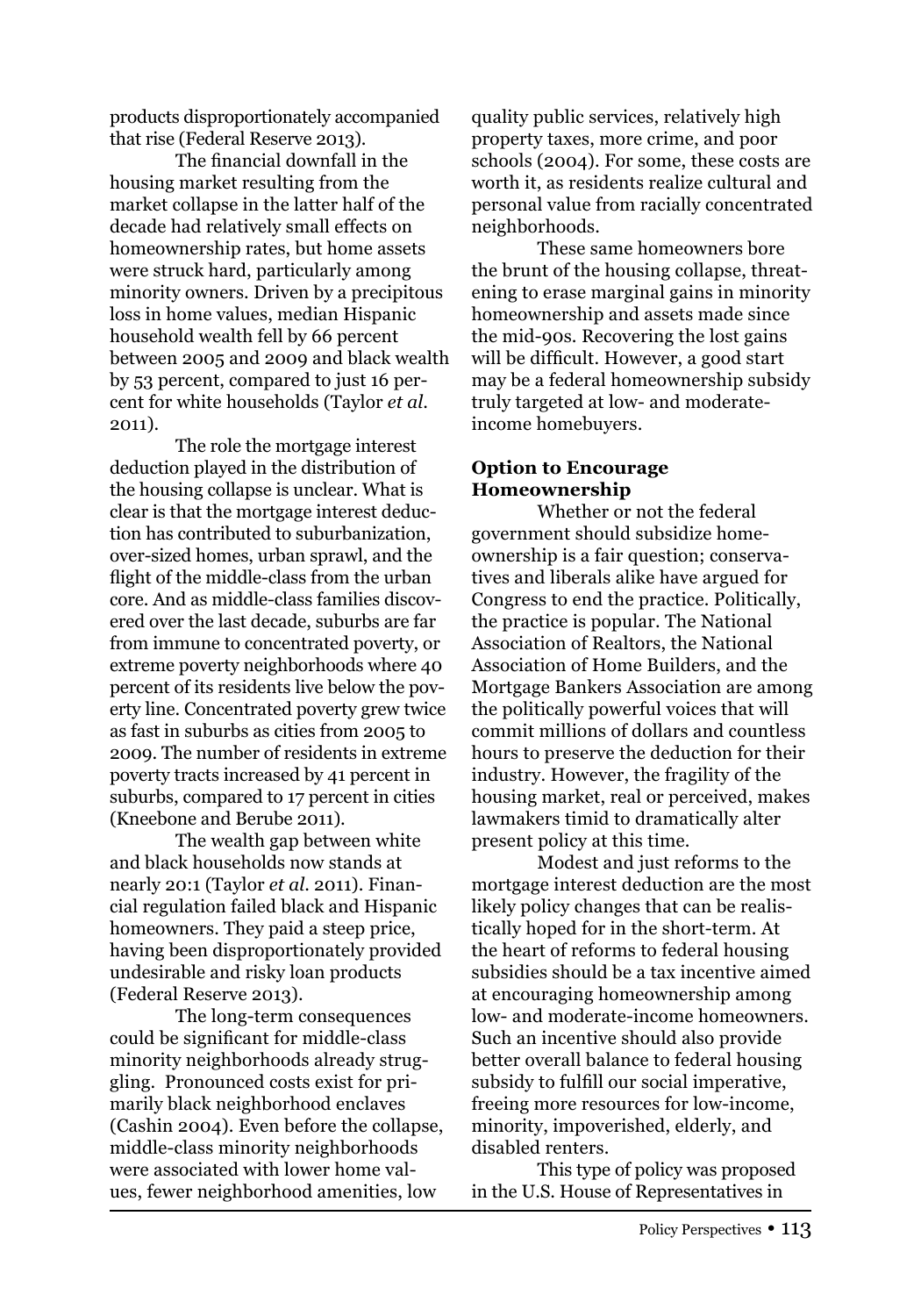products disproportionately accompanied that rise (Federal Reserve 2013).

The financial downfall in the housing market resulting from the market collapse in the latter half of the decade had relatively small effects on homeownership rates, but home assets were struck hard, particularly among minority owners. Driven by a precipitous loss in home values, median Hispanic household wealth fell by 66 percent between 2005 and 2009 and black wealth by 53 percent, compared to just 16 percent for white households (Taylor *et al.* 2011).

The role the mortgage interest deduction played in the distribution of the housing collapse is unclear. What is clear is that the mortgage interest deduction has contributed to suburbanization, over-sized homes, urban sprawl, and the flight of the middle-class from the urban core. And as middle-class families discovered over the last decade, suburbs are far from immune to concentrated poverty, or extreme poverty neighborhoods where 40 percent of its residents live below the poverty line. Concentrated poverty grew twice as fast in suburbs as cities from 2005 to 2009. The number of residents in extreme poverty tracts increased by 41 percent in suburbs, compared to 17 percent in cities (Kneebone and Berube 2011).

The wealth gap between white and black households now stands at nearly 20:1 (Taylor *et al.* 2011). Financial regulation failed black and Hispanic homeowners. They paid a steep price, having been disproportionately provided undesirable and risky loan products (Federal Reserve 2013).

The long-term consequences could be significant for middle-class minority neighborhoods already struggling. Pronounced costs exist for primarily black neighborhood enclaves (Cashin 2004). Even before the collapse, middle-class minority neighborhoods were associated with lower home values, fewer neighborhood amenities, low quality public services, relatively high property taxes, more crime, and poor schools (2004). For some, these costs are worth it, as residents realize cultural and personal value from racially concentrated neighborhoods.

These same homeowners bore the brunt of the housing collapse, threatening to erase marginal gains in minority homeownership and assets made since the mid-90s. Recovering the lost gains will be difficult. However, a good start may be a federal homeownership subsidy truly targeted at low- and moderate-income homebuyers.

**Option to Encourage Homeownership**

Whether or not the federal government should subsidize homeownership is a fair question; conservatives and liberals alike have argued for Congress to end the practice. Politically, the practice is popular. The National Association of Realtors, the National Association of Home Builders, and the Mortgage Bankers Association are among the politically powerful voices that will commit millions of dollars and countless hours to preserve the deduction for their industry. However, the fragility of the housing market, real or perceived, makes lawmakers timid to dramatically alter present policy at this time.

Modest and just reforms to the mortgage interest deduction are the most likely policy changes that can be realistically hoped for in the short-term. At the heart of reforms to federal housing subsidies should be a tax incentive aimed at encouraging homeownership among low- and moderate-income homeowners. Such an incentive should also provide better overall balance to federal housing subsidy to fulfill our social imperative, freeing more resources for low-income, minority, impoverished, elderly, and disabled renters.

This type of policy was proposed in the U.S. House of Representatives in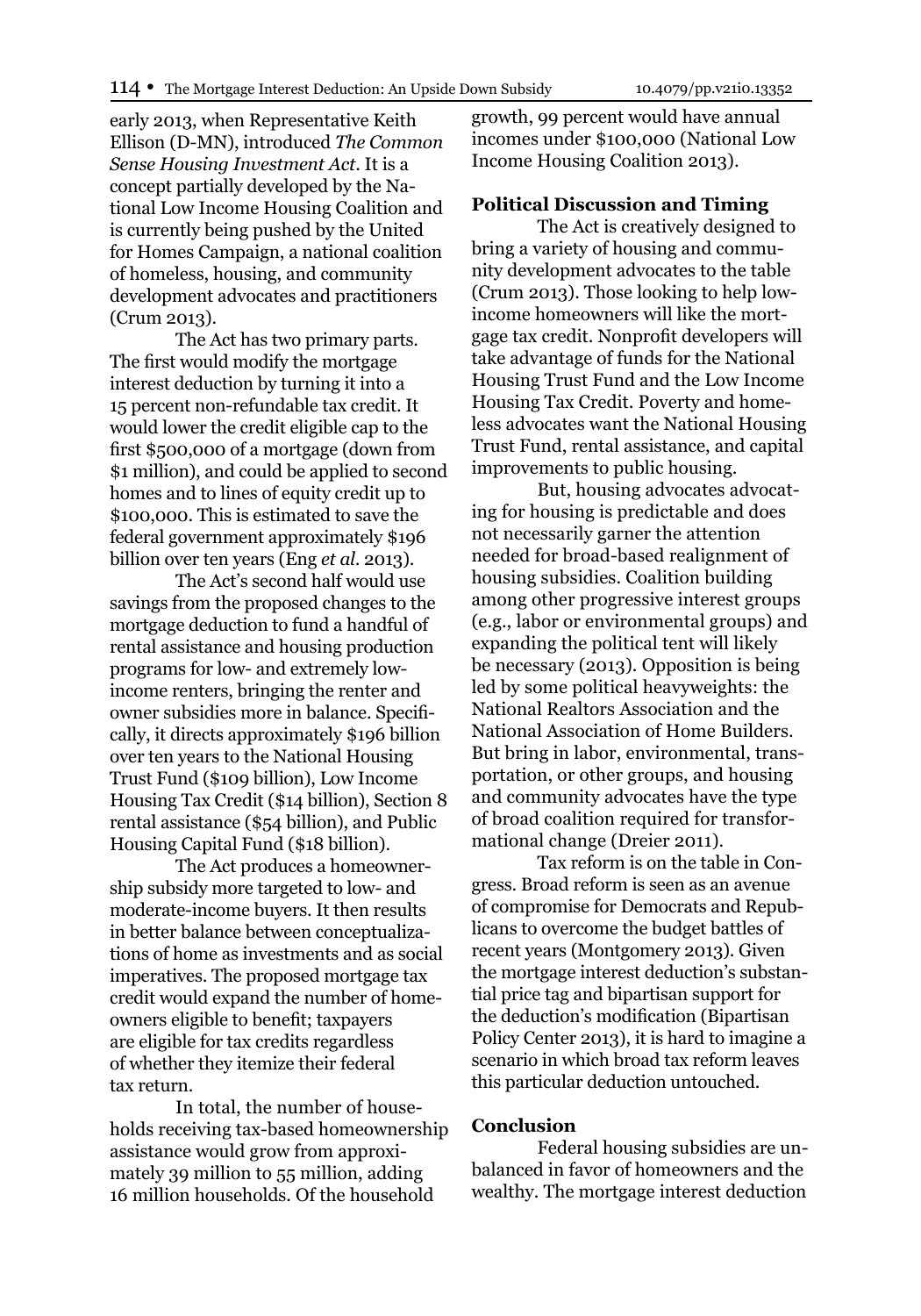early 2013, when Representative Keith Ellison (D-MN), introduced *The Common Sense Housing Investment Act*. It is a concept partially developed by the National Low Income Housing Coalition and is currently being pushed by the United for Homes Campaign, a national coalition of homeless, housing, and community development advocates and practitioners (Crum 2013).

The Act has two primary parts. The first would modify the mortgage interest deduction by turning it into a 15 percent non-refundable tax credit. It would lower the credit eligible cap to the first $500,000 of a mortgage (down from $1 million), and could be applied to second homes and to lines of equity credit up to $100,000. This is estimated to save the federal government approximately $196 billion over ten years (Eng *et al.* 2013).

The Act's second half would use savings from the proposed changes to the mortgage deduction to fund a handful of rental assistance and housing production programs for low- and extremely low-income renters, bringing the renter and owner subsidies more in balance. Specifically, it directs approximately $196 billion over ten years to the National Housing Trust Fund ($109 billion), Low Income Housing Tax Credit ($14 billion), Section 8 rental assistance ($54 billion), and Public Housing Capital Fund ($18 billion).

The Act produces a homeownership subsidy more targeted to low- and moderate-income buyers. It then results in better balance between conceptualizations of home as investments and as social imperatives. The proposed mortgage tax credit would expand the number of homeowners eligible to benefit; taxpayers are eligible for tax credits regardless of whether they itemize their federal tax return.

In total, the number of households receiving tax-based homeownership assistance would grow from approximately 39 million to 55 million, adding 16 million households. Of the household growth, 99 percent would have annual incomes under $100,000 (National Low Income Housing Coalition 2013).

### Political Discussion and Timing

The Act is creatively designed to bring a variety of housing and community development advocates to the table (Crum 2013). Those looking to help low-income homeowners will like the mortgage tax credit. Nonprofit developers will take advantage of funds for the National Housing Trust Fund and the Low Income Housing Tax Credit. Poverty and homeless advocates want the National Housing Trust Fund, rental assistance, and capital improvements to public housing.

But, housing advocates advocating for housing is predictable and does not necessarily garner the attention needed for broad-based realignment of housing subsidies. Coalition building among other progressive interest groups (e.g., labor or environmental groups) and expanding the political tent will likely be necessary (2013). Opposition is being led by some political heavyweights: the National Realtors Association and the National Association of Home Builders. But bring in labor, environmental, transportation, or other groups, and housing and community advocates have the type of broad coalition required for transformational change (Dreier 2011).

Tax reform is on the table in Congress. Broad reform is seen as an avenue of compromise for Democrats and Republicans to overcome the budget battles of recent years (Montgomery 2013). Given the mortgage interest deduction's substantial price tag and bipartisan support for the deduction's modification (Bipartisan Policy Center 2013), it is hard to imagine a scenario in which broad tax reform leaves this particular deduction untouched.

### Conclusion

Federal housing subsidies are unbalanced in favor of homeowners and the wealthy. The mortgage interest deduction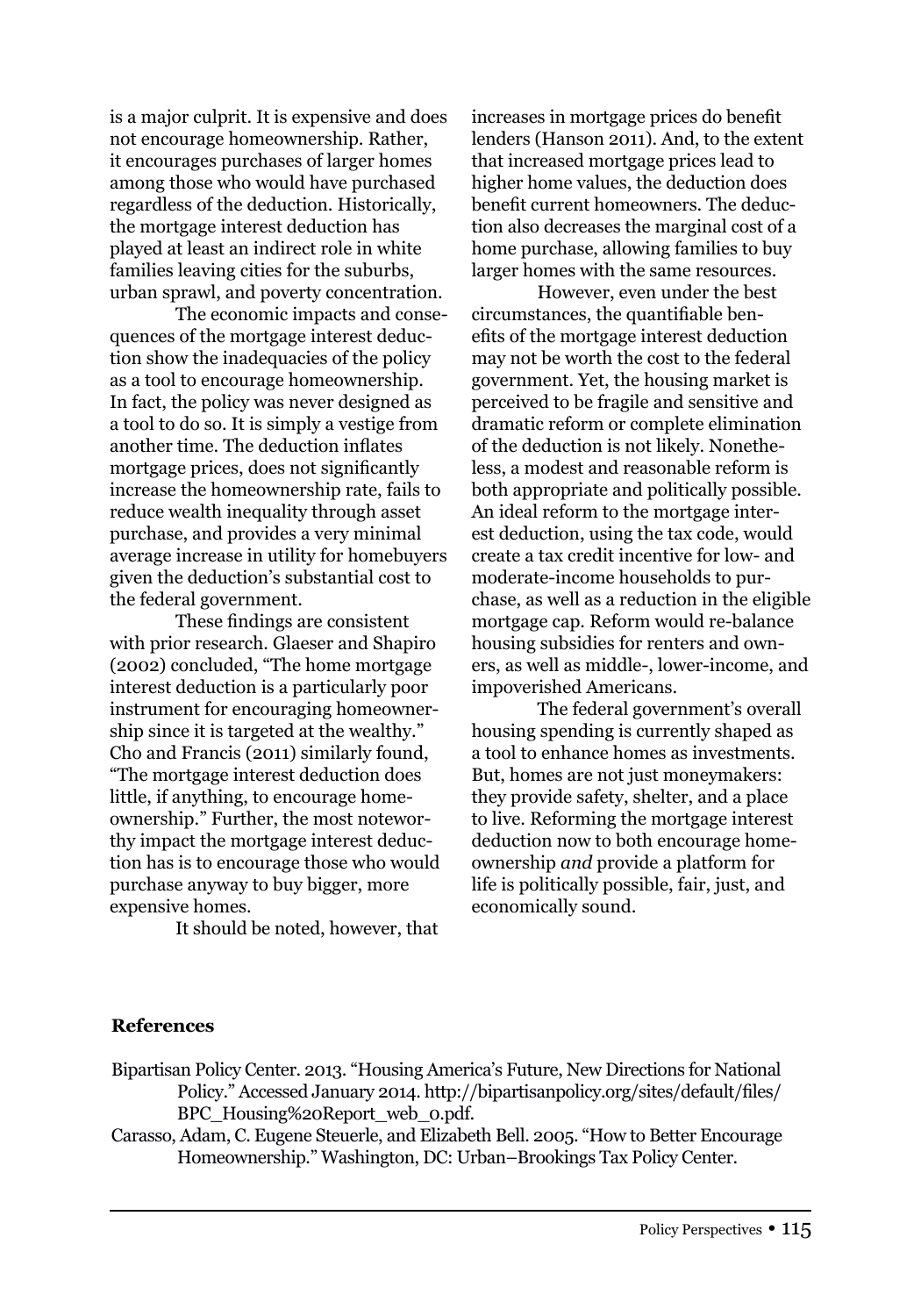is a major culprit. It is expensive and does not encourage homeownership. Rather, it encourages purchases of larger homes among those who would have purchased regardless of the deduction. Historically, the mortgage interest deduction has played at least an indirect role in white families leaving cities for the suburbs, urban sprawl, and poverty concentration.

The economic impacts and consequences of the mortgage interest deduction show the inadequacies of the policy as a tool to encourage homeownership. In fact, the policy was never designed as a tool to do so. It is simply a vestige from another time. The deduction inflates mortgage prices, does not significantly increase the homeownership rate, fails to reduce wealth inequality through asset purchase, and provides a very minimal average increase in utility for homebuyers given the deduction's substantial cost to the federal government.

These findings are consistent with prior research. Glaeser and Shapiro (2002) concluded, "The home mortgage interest deduction is a particularly poor instrument for encouraging homeownership since it is targeted at the wealthy." Cho and Francis (2011) similarly found, "The mortgage interest deduction does little, if anything, to encourage homeownership." Further, the most noteworthy impact the mortgage interest deduction has is to encourage those who would purchase anyway to buy bigger, more expensive homes.

It should be noted, however, that increases in mortgage prices do benefit lenders (Hanson 2011). And, to the extent that increased mortgage prices lead to higher home values, the deduction does benefit current homeowners. The deduction also decreases the marginal cost of a home purchase, allowing families to buy larger homes with the same resources.

However, even under the best circumstances, the quantifiable benefits of the mortgage interest deduction may not be worth the cost to the federal government. Yet, the housing market is perceived to be fragile and sensitive and dramatic reform or complete elimination of the deduction is not likely. Nonetheless, a modest and reasonable reform is both appropriate and politically possible. An ideal reform to the mortgage interest deduction, using the tax code, would create a tax credit incentive for low- and moderate-income households to purchase, as well as a reduction in the eligible mortgage cap. Reform would re-balance housing subsidies for renters and owners, as well as middle-, lower-income, and impoverished Americans.

The federal government's overall housing spending is currently shaped as a tool to enhance homes as investments. But, homes are not just moneymakers: they provide safety, shelter, and a place to live. Reforming the mortgage interest deduction now to both encourage homeownership *and* provide a platform for life is politically possible, fair, just, and economically sound.

## References

Bipartisan Policy Center. 2013. "Housing America's Future, New Directions for National Policy." Accessed January 2014. http://bipartisanpolicy.org/sites/default/files/BPC_Housing%20Report_web_0.pdf.

Carasso, Adam, C. Eugene Steuerle, and Elizabeth Bell. 2005. "How to Better Encourage Homeownership." Washington, DC: Urban–Brookings Tax Policy Center.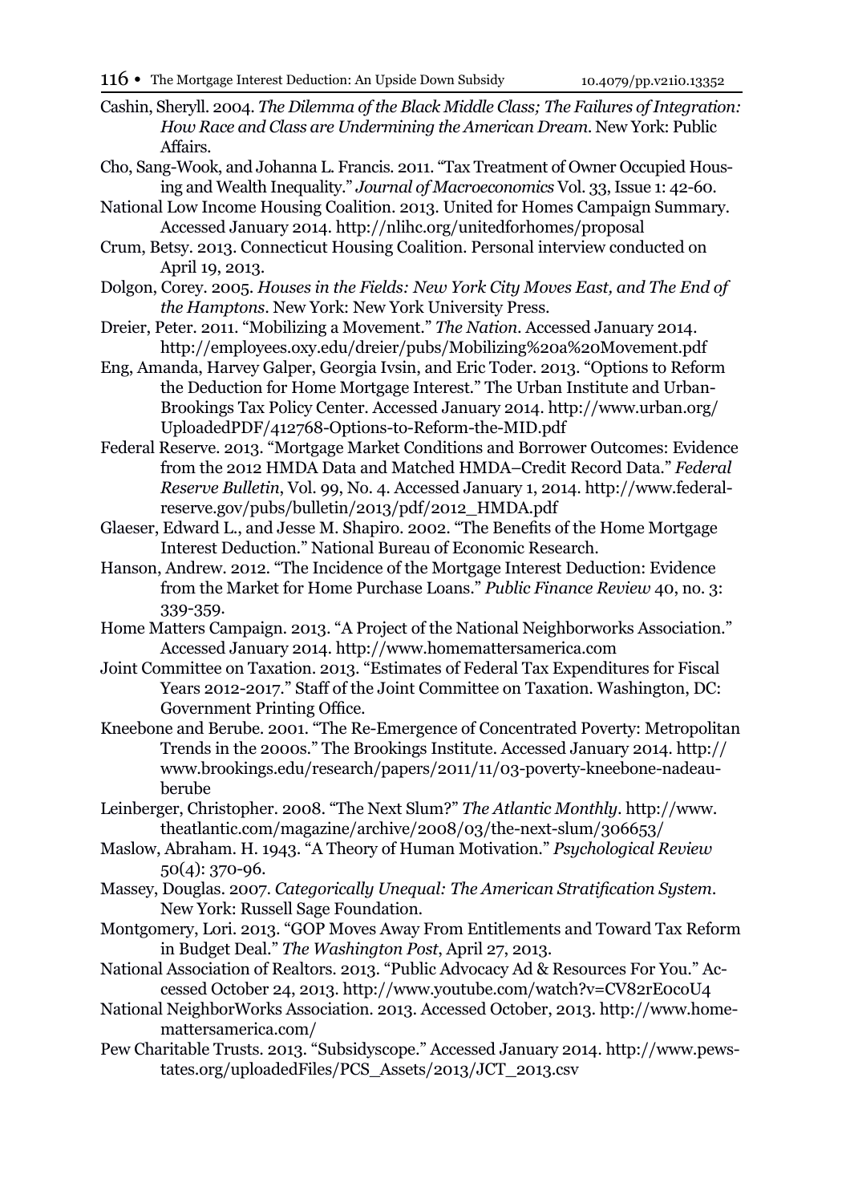Cashin, Sheryll. 2004. *The Dilemma of the Black Middle Class; The Failures of Integration: How Race and Class are Undermining the American Dream*. New York: Public Affairs.

Cho, Sang-Wook, and Johanna L. Francis. 2011. "Tax Treatment of Owner Occupied Housing and Wealth Inequality." *Journal of Macroeconomics* Vol. 33, Issue 1: 42-60.

National Low Income Housing Coalition. 2013. United for Homes Campaign Summary. Accessed January 2014. http://nlihc.org/unitedforhomes/proposal

Crum, Betsy. 2013. Connecticut Housing Coalition. Personal interview conducted on April 19, 2013.

Dolgon, Corey. 2005. *Houses in the Fields: New York City Moves East, and The End of the Hamptons*. New York: New York University Press.

Dreier, Peter. 2011. "Mobilizing a Movement." *The Nation*. Accessed January 2014. http://employees.oxy.edu/dreier/pubs/Mobilizing%20a%20Movement.pdf

Eng, Amanda, Harvey Galper, Georgia Ivsin, and Eric Toder. 2013. "Options to Reform the Deduction for Home Mortgage Interest." The Urban Institute and Urban-Brookings Tax Policy Center. Accessed January 2014. http://www.urban.org/UploadedPDF/412768-Options-to-Reform-the-MID.pdf

Federal Reserve. 2013. "Mortgage Market Conditions and Borrower Outcomes: Evidence from the 2012 HMDA Data and Matched HMDA–Credit Record Data." *Federal Reserve Bulletin*, Vol. 99, No. 4. Accessed January 1, 2014. http://www.federalreserve.gov/pubs/bulletin/2013/pdf/2012_HMDA.pdf

Glaeser, Edward L., and Jesse M. Shapiro. 2002. "The Benefits of the Home Mortgage Interest Deduction." National Bureau of Economic Research.

Hanson, Andrew. 2012. "The Incidence of the Mortgage Interest Deduction: Evidence from the Market for Home Purchase Loans." *Public Finance Review* 40, no. 3: 339-359.

Home Matters Campaign. 2013. "A Project of the National Neighborworks Association." Accessed January 2014. http://www.homemattersamerica.com

Joint Committee on Taxation. 2013. "Estimates of Federal Tax Expenditures for Fiscal Years 2012-2017." Staff of the Joint Committee on Taxation. Washington, DC: Government Printing Office.

Kneebone and Berube. 2001. "The Re-Emergence of Concentrated Poverty: Metropolitan Trends in the 2000s." The Brookings Institute. Accessed January 2014. http://www.brookings.edu/research/papers/2011/11/03-poverty-kneebone-nadeau-berube

Leinberger, Christopher. 2008. "The Next Slum?" *The Atlantic Monthly*. http://www.theatlantic.com/magazine/archive/2008/03/the-next-slum/306653/

Maslow, Abraham. H. 1943. "A Theory of Human Motivation." *Psychological Review* 50(4): 370-96.

Massey, Douglas. 2007. *Categorically Unequal: The American Stratification System*. New York: Russell Sage Foundation.

Montgomery, Lori. 2013. "GOP Moves Away From Entitlements and Toward Tax Reform in Budget Deal." *The Washington Post*, April 27, 2013.

National Association of Realtors. 2013. "Public Advocacy Ad & Resources For You." Accessed October 24, 2013. http://www.youtube.com/watch?v=CV82rE0coU4

National NeighborWorks Association. 2013. Accessed October, 2013. http://www.homemattersamerica.com/

Pew Charitable Trusts. 2013. "Subsidyscope." Accessed January 2014. http://www.pewstates.org/uploadedFiles/PCS_Assets/2013/JCT_2013.csv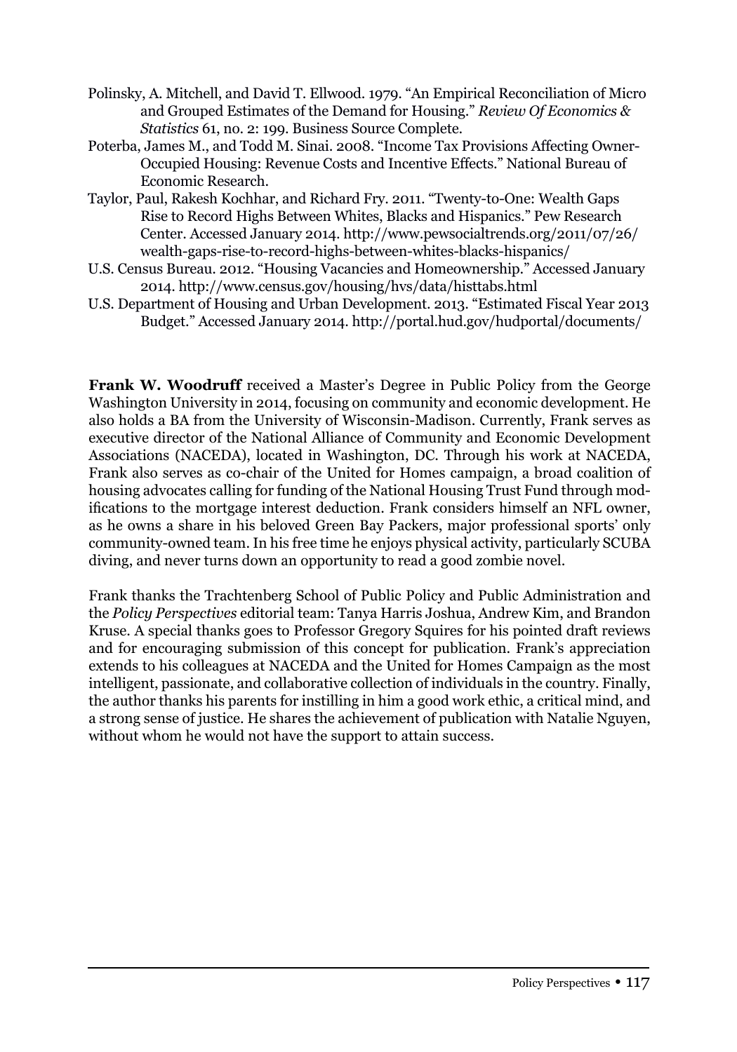Polinsky, A. Mitchell, and David T. Ellwood. 1979. "An Empirical Reconciliation of Micro and Grouped Estimates of the Demand for Housing." *Review Of Economics & Statistics* 61, no. 2: 199. Business Source Complete.

Poterba, James M., and Todd M. Sinai. 2008. "Income Tax Provisions Affecting Owner-Occupied Housing: Revenue Costs and Incentive Effects." National Bureau of Economic Research.

Taylor, Paul, Rakesh Kochhar, and Richard Fry. 2011. "Twenty-to-One: Wealth Gaps Rise to Record Highs Between Whites, Blacks and Hispanics." Pew Research Center. Accessed January 2014. http://www.pewsocialtrends.org/2011/07/26/wealth-gaps-rise-to-record-highs-between-whites-blacks-hispanics/

U.S. Census Bureau. 2012. "Housing Vacancies and Homeownership." Accessed January 2014. http://www.census.gov/housing/hvs/data/histtabs.html

U.S. Department of Housing and Urban Development. 2013. "Estimated Fiscal Year 2013 Budget." Accessed January 2014. http://portal.hud.gov/hudportal/documents/

**Frank W. Woodruff** received a Master's Degree in Public Policy from the George Washington University in 2014, focusing on community and economic development. He also holds a BA from the University of Wisconsin-Madison. Currently, Frank serves as executive director of the National Alliance of Community and Economic Development Associations (NACEDA), located in Washington, DC. Through his work at NACEDA, Frank also serves as co-chair of the United for Homes campaign, a broad coalition of housing advocates calling for funding of the National Housing Trust Fund through modifications to the mortgage interest deduction. Frank considers himself an NFL owner, as he owns a share in his beloved Green Bay Packers, major professional sports' only community-owned team. In his free time he enjoys physical activity, particularly SCUBA diving, and never turns down an opportunity to read a good zombie novel.

Frank thanks the Trachtenberg School of Public Policy and Public Administration and the *Policy Perspectives* editorial team: Tanya Harris Joshua, Andrew Kim, and Brandon Kruse. A special thanks goes to Professor Gregory Squires for his pointed draft reviews and for encouraging submission of this concept for publication. Frank's appreciation extends to his colleagues at NACEDA and the United for Homes Campaign as the most intelligent, passionate, and collaborative collection of individuals in the country. Finally, the author thanks his parents for instilling in him a good work ethic, a critical mind, and a strong sense of justice. He shares the achievement of publication with Natalie Nguyen, without whom he would not have the support to attain success.